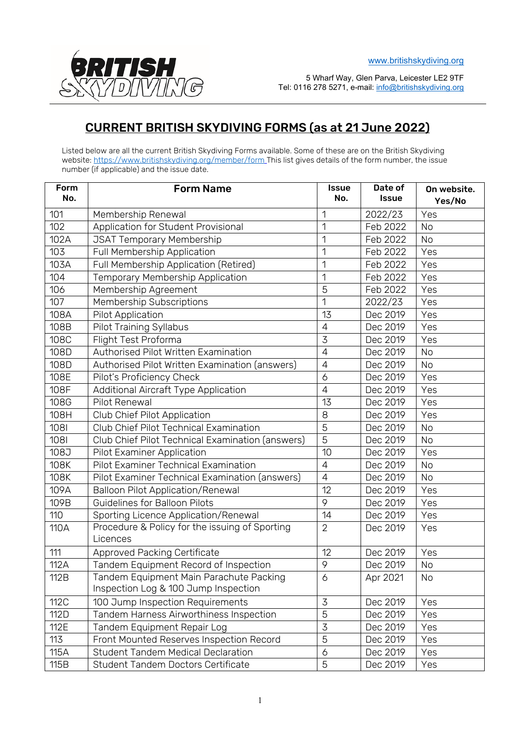BRITISH SKYDIVING

www.britishskydiving.org

5 Wharf Way, Glen Parva, Leicester LE2 9TF
Tel: 0116 278 5271, e-mail: info@britishskydiving.org

# CURRENT BRITISH SKYDIVING FORMS (as at 21 June 2022)

Listed below are all the current British Skydiving Forms available. Some of these are on the British Skydiving website: https://www.britishskydiving.org/member/form This list gives details of the form number, the issue number (if applicable) and the issue date.

| Form No. | Form Name | Issue No. | Date of Issue | On website. Yes/No |
|---|---|---|---|---|
| 101 | Membership Renewal | 1 | 2022/23 | Yes |
| 102 | Application for Student Provisional | 1 | Feb 2022 | No |
| 102A | JSAT Temporary Membership | 1 | Feb 2022 | No |
| 103 | Full Membership Application | 1 | Feb 2022 | Yes |
| 103A | Full Membership Application (Retired) | 1 | Feb 2022 | Yes |
| 104 | Temporary Membership Application | 1 | Feb 2022 | Yes |
| 106 | Membership Agreement | 5 | Feb 2022 | Yes |
| 107 | Membership Subscriptions | 1 | 2022/23 | Yes |
| 108A | Pilot Application | 13 | Dec 2019 | Yes |
| 108B | Pilot Training Syllabus | 4 | Dec 2019 | Yes |
| 108C | Flight Test Proforma | 3 | Dec 2019 | Yes |
| 108D | Authorised Pilot Written Examination | 4 | Dec 2019 | No |
| 108D | Authorised Pilot Written Examination (answers) | 4 | Dec 2019 | No |
| 108E | Pilot's Proficiency Check | 6 | Dec 2019 | Yes |
| 108F | Additional Aircraft Type Application | 4 | Dec 2019 | Yes |
| 108G | Pilot Renewal | 13 | Dec 2019 | Yes |
| 108H | Club Chief Pilot Application | 8 | Dec 2019 | Yes |
| 108I | Club Chief Pilot Technical Examination | 5 | Dec 2019 | No |
| 108I | Club Chief Pilot Technical Examination (answers) | 5 | Dec 2019 | No |
| 108J | Pilot Examiner Application | 10 | Dec 2019 | Yes |
| 108K | Pilot Examiner Technical Examination | 4 | Dec 2019 | No |
| 108K | Pilot Examiner Technical Examination (answers) | 4 | Dec 2019 | No |
| 109A | Balloon Pilot Application/Renewal | 12 | Dec 2019 | Yes |
| 109B | Guidelines for Balloon Pilots | 9 | Dec 2019 | Yes |
| 110 | Sporting Licence Application/Renewal | 14 | Dec 2019 | Yes |
| 110A | Procedure & Policy for the issuing of Sporting Licences | 2 | Dec 2019 | Yes |
| 111 | Approved Packing Certificate | 12 | Dec 2019 | Yes |
| 112A | Tandem Equipment Record of Inspection | 9 | Dec 2019 | No |
| 112B | Tandem Equipment Main Parachute Packing Inspection Log & 100 Jump Inspection | 6 | Apr 2021 | No |
| 112C | 100 Jump Inspection Requirements | 3 | Dec 2019 | Yes |
| 112D | Tandem Harness Airworthiness Inspection | 5 | Dec 2019 | Yes |
| 112E | Tandem Equipment Repair Log | 3 | Dec 2019 | Yes |
| 113 | Front Mounted Reserves Inspection Record | 5 | Dec 2019 | Yes |
| 115A | Student Tandem Medical Declaration | 6 | Dec 2019 | Yes |
| 115B | Student Tandem Doctors Certificate | 5 | Dec 2019 | Yes |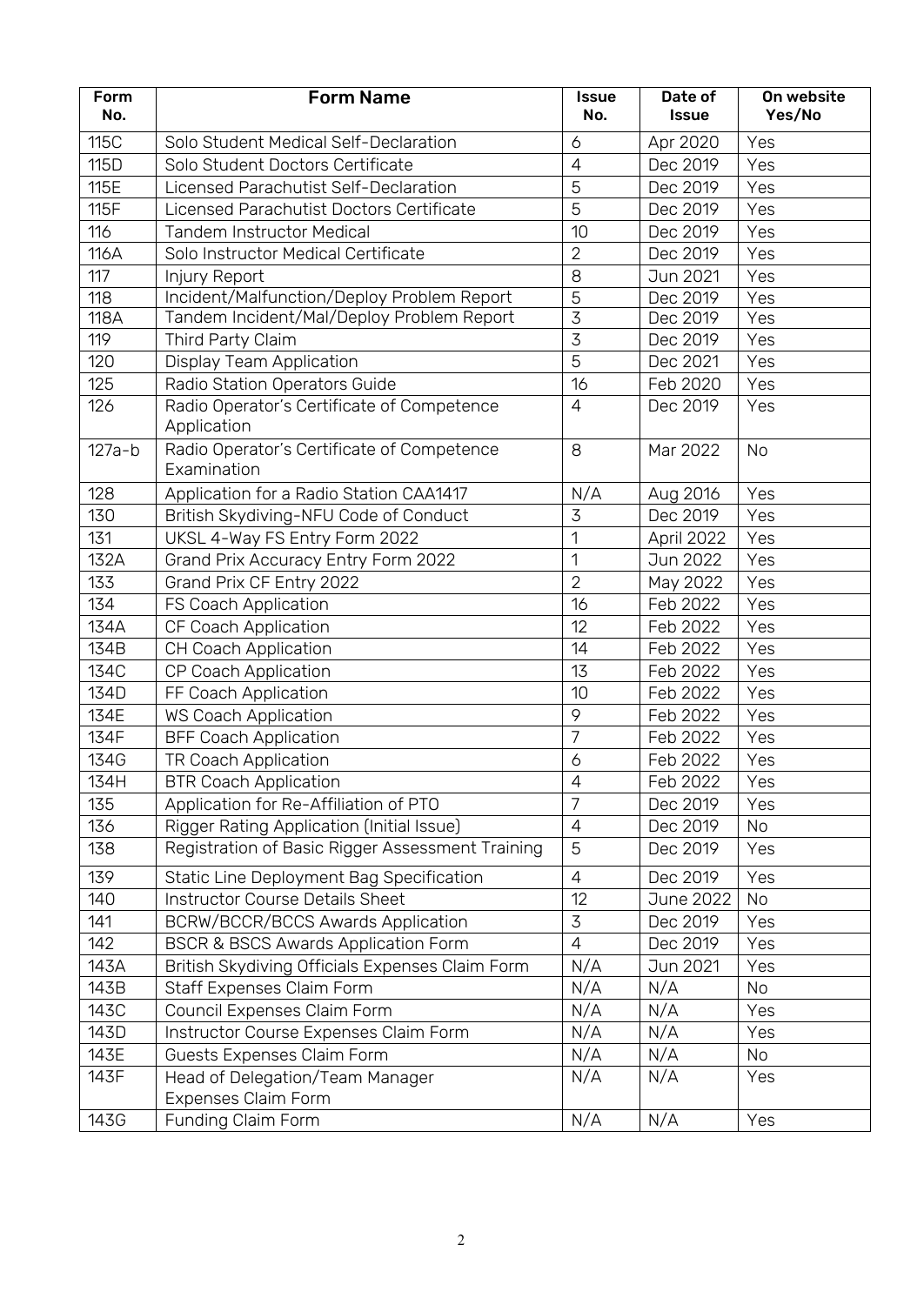| Form No. | Form Name | Issue No. | Date of Issue | On website Yes/No |
|---|---|---|---|---|
| 115C | Solo Student Medical Self-Declaration | 6 | Apr 2020 | Yes |
| 115D | Solo Student Doctors Certificate | 4 | Dec 2019 | Yes |
| 115E | Licensed Parachutist Self-Declaration | 5 | Dec 2019 | Yes |
| 115F | Licensed Parachutist Doctors Certificate | 5 | Dec 2019 | Yes |
| 116 | Tandem Instructor Medical | 10 | Dec 2019 | Yes |
| 116A | Solo Instructor Medical Certificate | 2 | Dec 2019 | Yes |
| 117 | Injury Report | 8 | Jun 2021 | Yes |
| 118 | Incident/Malfunction/Deploy Problem Report | 5 | Dec 2019 | Yes |
| 118A | Tandem Incident/Mal/Deploy Problem Report | 3 | Dec 2019 | Yes |
| 119 | Third Party Claim | 3 | Dec 2019 | Yes |
| 120 | Display Team Application | 5 | Dec 2021 | Yes |
| 125 | Radio Station Operators Guide | 16 | Feb 2020 | Yes |
| 126 | Radio Operator's Certificate of Competence Application | 4 | Dec 2019 | Yes |
| 127a-b | Radio Operator's Certificate of Competence Examination | 8 | Mar 2022 | No |
| 128 | Application for a Radio Station CAA1417 | N/A | Aug 2016 | Yes |
| 130 | British Skydiving-NFU Code of Conduct | 3 | Dec 2019 | Yes |
| 131 | UKSL 4-Way FS Entry Form 2022 | 1 | April 2022 | Yes |
| 132A | Grand Prix Accuracy Entry Form 2022 | 1 | Jun 2022 | Yes |
| 133 | Grand Prix CF Entry 2022 | 2 | May 2022 | Yes |
| 134 | FS Coach Application | 16 | Feb 2022 | Yes |
| 134A | CF Coach Application | 12 | Feb 2022 | Yes |
| 134B | CH Coach Application | 14 | Feb 2022 | Yes |
| 134C | CP Coach Application | 13 | Feb 2022 | Yes |
| 134D | FF Coach Application | 10 | Feb 2022 | Yes |
| 134E | WS Coach Application | 9 | Feb 2022 | Yes |
| 134F | BFF Coach Application | 7 | Feb 2022 | Yes |
| 134G | TR Coach Application | 6 | Feb 2022 | Yes |
| 134H | BTR Coach Application | 4 | Feb 2022 | Yes |
| 135 | Application for Re-Affiliation of PTO | 7 | Dec 2019 | Yes |
| 136 | Rigger Rating Application (Initial Issue) | 4 | Dec 2019 | No |
| 138 | Registration of Basic Rigger Assessment Training | 5 | Dec 2019 | Yes |
| 139 | Static Line Deployment Bag Specification | 4 | Dec 2019 | Yes |
| 140 | Instructor Course Details Sheet | 12 | June 2022 | No |
| 141 | BCRW/BCCR/BCCS Awards Application | 3 | Dec 2019 | Yes |
| 142 | BSCR & BSCS Awards Application Form | 4 | Dec 2019 | Yes |
| 143A | British Skydiving Officials Expenses Claim Form | N/A | Jun 2021 | Yes |
| 143B | Staff Expenses Claim Form | N/A | N/A | No |
| 143C | Council Expenses Claim Form | N/A | N/A | Yes |
| 143D | Instructor Course Expenses Claim Form | N/A | N/A | Yes |
| 143E | Guests Expenses Claim Form | N/A | N/A | No |
| 143F | Head of Delegation/Team Manager Expenses Claim Form | N/A | N/A | Yes |
| 143G | Funding Claim Form | N/A | N/A | Yes |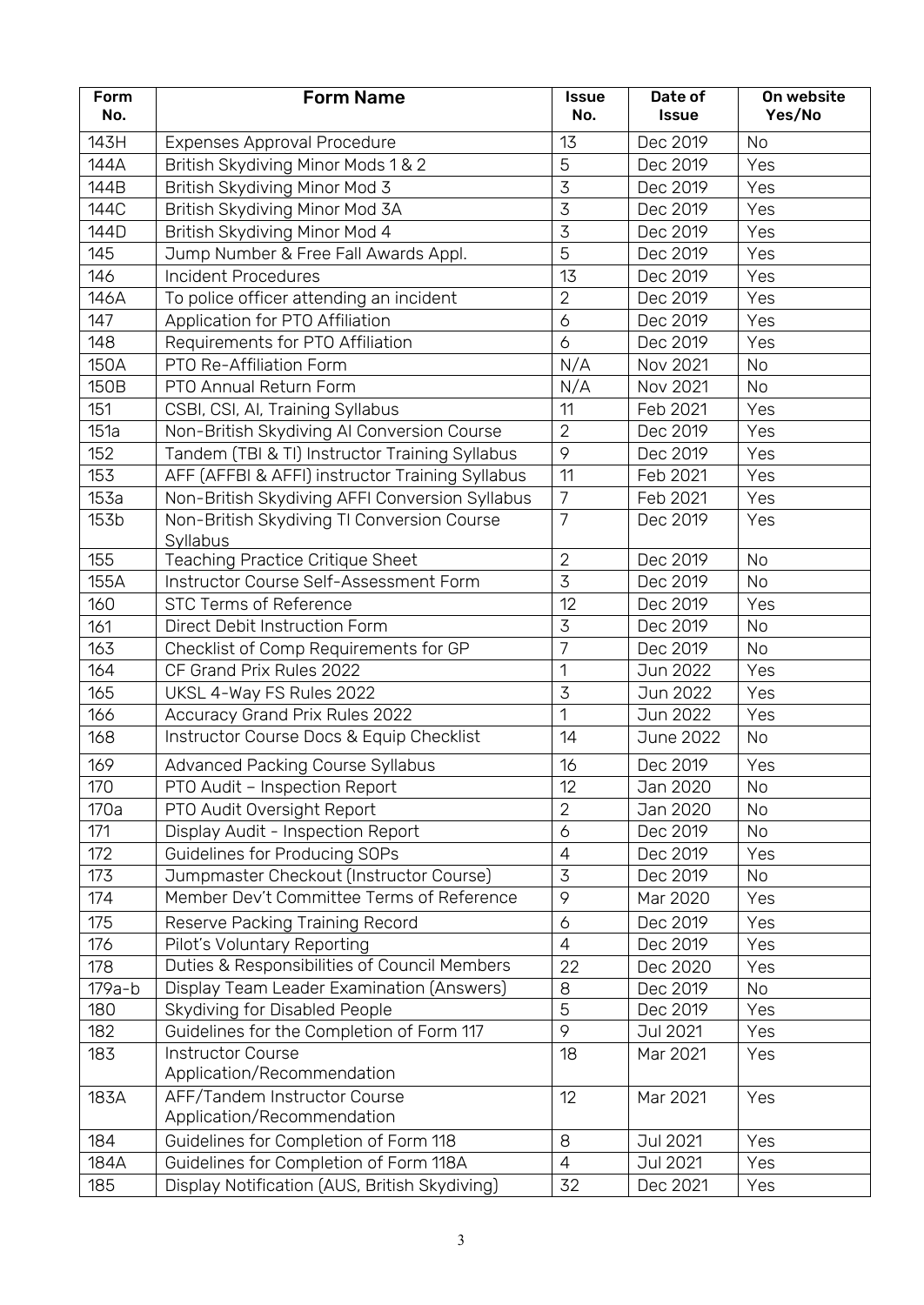| Form No. | Form Name | Issue No. | Date of Issue | On website Yes/No |
|---|---|---|---|---|
| 143H | Expenses Approval Procedure | 13 | Dec 2019 | No |
| 144A | British Skydiving Minor Mods 1 & 2 | 5 | Dec 2019 | Yes |
| 144B | British Skydiving Minor Mod 3 | 3 | Dec 2019 | Yes |
| 144C | British Skydiving Minor Mod 3A | 3 | Dec 2019 | Yes |
| 144D | British Skydiving Minor Mod 4 | 3 | Dec 2019 | Yes |
| 145 | Jump Number & Free Fall Awards Appl. | 5 | Dec 2019 | Yes |
| 146 | Incident Procedures | 13 | Dec 2019 | Yes |
| 146A | To police officer attending an incident | 2 | Dec 2019 | Yes |
| 147 | Application for PTO Affiliation | 6 | Dec 2019 | Yes |
| 148 | Requirements for PTO Affiliation | 6 | Dec 2019 | Yes |
| 150A | PTO Re-Affiliation Form | N/A | Nov 2021 | No |
| 150B | PTO Annual Return Form | N/A | Nov 2021 | No |
| 151 | CSBI, CSI, AI, Training Syllabus | 11 | Feb 2021 | Yes |
| 151a | Non-British Skydiving AI Conversion Course | 2 | Dec 2019 | Yes |
| 152 | Tandem (TBI & TI) Instructor Training Syllabus | 9 | Dec 2019 | Yes |
| 153 | AFF (AFFBI & AFFI) instructor Training Syllabus | 11 | Feb 2021 | Yes |
| 153a | Non-British Skydiving AFFI Conversion Syllabus | 7 | Feb 2021 | Yes |
| 153b | Non-British Skydiving TI Conversion Course Syllabus | 7 | Dec 2019 | Yes |
| 155 | Teaching Practice Critique Sheet | 2 | Dec 2019 | No |
| 155A | Instructor Course Self-Assessment Form | 3 | Dec 2019 | No |
| 160 | STC Terms of Reference | 12 | Dec 2019 | Yes |
| 161 | Direct Debit Instruction Form | 3 | Dec 2019 | No |
| 163 | Checklist of Comp Requirements for GP | 7 | Dec 2019 | No |
| 164 | CF Grand Prix Rules 2022 | 1 | Jun 2022 | Yes |
| 165 | UKSL 4-Way FS Rules 2022 | 3 | Jun 2022 | Yes |
| 166 | Accuracy Grand Prix Rules 2022 | 1 | Jun 2022 | Yes |
| 168 | Instructor Course Docs & Equip Checklist | 14 | June 2022 | No |
| 169 | Advanced Packing Course Syllabus | 16 | Dec 2019 | Yes |
| 170 | PTO Audit – Inspection Report | 12 | Jan 2020 | No |
| 170a | PTO Audit Oversight Report | 2 | Jan 2020 | No |
| 171 | Display Audit - Inspection Report | 6 | Dec 2019 | No |
| 172 | Guidelines for Producing SOPs | 4 | Dec 2019 | Yes |
| 173 | Jumpmaster Checkout (Instructor Course) | 3 | Dec 2019 | No |
| 174 | Member Dev't Committee Terms of Reference | 9 | Mar 2020 | Yes |
| 175 | Reserve Packing Training Record | 6 | Dec 2019 | Yes |
| 176 | Pilot's Voluntary Reporting | 4 | Dec 2019 | Yes |
| 178 | Duties & Responsibilities of Council Members | 22 | Dec 2020 | Yes |
| 179a-b | Display Team Leader Examination (Answers) | 8 | Dec 2019 | No |
| 180 | Skydiving for Disabled People | 5 | Dec 2019 | Yes |
| 182 | Guidelines for the Completion of Form 117 | 9 | Jul 2021 | Yes |
| 183 | Instructor Course Application/Recommendation | 18 | Mar 2021 | Yes |
| 183A | AFF/Tandem Instructor Course Application/Recommendation | 12 | Mar 2021 | Yes |
| 184 | Guidelines for Completion of Form 118 | 8 | Jul 2021 | Yes |
| 184A | Guidelines for Completion of Form 118A | 4 | Jul 2021 | Yes |
| 185 | Display Notification (AUS, British Skydiving) | 32 | Dec 2021 | Yes |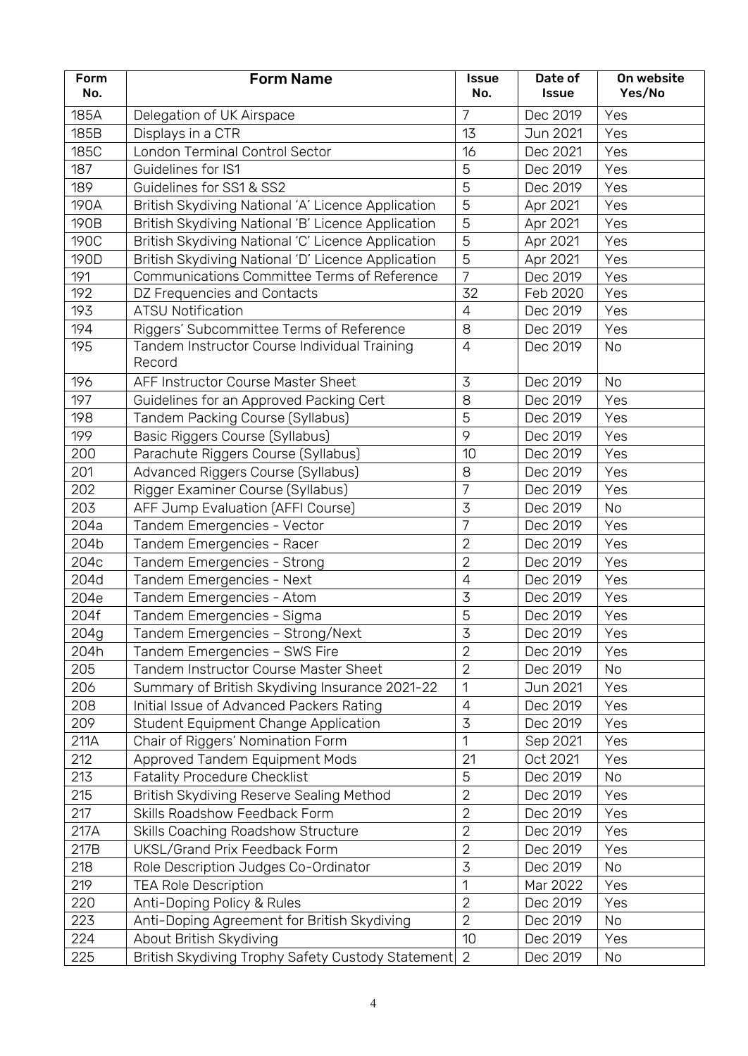| Form No. | Form Name | Issue No. | Date of Issue | On website Yes/No |
| --- | --- | --- | --- | --- |
| 185A | Delegation of UK Airspace | 7 | Dec 2019 | Yes |
| 185B | Displays in a CTR | 13 | Jun 2021 | Yes |
| 185C | London Terminal Control Sector | 16 | Dec 2021 | Yes |
| 187 | Guidelines for IS1 | 5 | Dec 2019 | Yes |
| 189 | Guidelines for SS1 & SS2 | 5 | Dec 2019 | Yes |
| 190A | British Skydiving National 'A' Licence Application | 5 | Apr 2021 | Yes |
| 190B | British Skydiving National 'B' Licence Application | 5 | Apr 2021 | Yes |
| 190C | British Skydiving National 'C' Licence Application | 5 | Apr 2021 | Yes |
| 190D | British Skydiving National 'D' Licence Application | 5 | Apr 2021 | Yes |
| 191 | Communications Committee Terms of Reference | 7 | Dec 2019 | Yes |
| 192 | DZ Frequencies and Contacts | 32 | Feb 2020 | Yes |
| 193 | ATSU Notification | 4 | Dec 2019 | Yes |
| 194 | Riggers' Subcommittee Terms of Reference | 8 | Dec 2019 | Yes |
| 195 | Tandem Instructor Course Individual Training Record | 4 | Dec 2019 | No |
| 196 | AFF Instructor Course Master Sheet | 3 | Dec 2019 | No |
| 197 | Guidelines for an Approved Packing Cert | 8 | Dec 2019 | Yes |
| 198 | Tandem Packing Course (Syllabus) | 5 | Dec 2019 | Yes |
| 199 | Basic Riggers Course (Syllabus) | 9 | Dec 2019 | Yes |
| 200 | Parachute Riggers Course (Syllabus) | 10 | Dec 2019 | Yes |
| 201 | Advanced Riggers Course (Syllabus) | 8 | Dec 2019 | Yes |
| 202 | Rigger Examiner Course (Syllabus) | 7 | Dec 2019 | Yes |
| 203 | AFF Jump Evaluation (AFFI Course) | 3 | Dec 2019 | No |
| 204a | Tandem Emergencies - Vector | 7 | Dec 2019 | Yes |
| 204b | Tandem Emergencies - Racer | 2 | Dec 2019 | Yes |
| 204c | Tandem Emergencies - Strong | 2 | Dec 2019 | Yes |
| 204d | Tandem Emergencies - Next | 4 | Dec 2019 | Yes |
| 204e | Tandem Emergencies - Atom | 3 | Dec 2019 | Yes |
| 204f | Tandem Emergencies - Sigma | 5 | Dec 2019 | Yes |
| 204g | Tandem Emergencies – Strong/Next | 3 | Dec 2019 | Yes |
| 204h | Tandem Emergencies – SWS Fire | 2 | Dec 2019 | Yes |
| 205 | Tandem Instructor Course Master Sheet | 2 | Dec 2019 | No |
| 206 | Summary of British Skydiving Insurance 2021-22 | 1 | Jun 2021 | Yes |
| 208 | Initial Issue of Advanced Packers Rating | 4 | Dec 2019 | Yes |
| 209 | Student Equipment Change Application | 3 | Dec 2019 | Yes |
| 211A | Chair of Riggers' Nomination Form | 1 | Sep 2021 | Yes |
| 212 | Approved Tandem Equipment Mods | 21 | Oct 2021 | Yes |
| 213 | Fatality Procedure Checklist | 5 | Dec 2019 | No |
| 215 | British Skydiving Reserve Sealing Method | 2 | Dec 2019 | Yes |
| 217 | Skills Roadshow Feedback Form | 2 | Dec 2019 | Yes |
| 217A | Skills Coaching Roadshow Structure | 2 | Dec 2019 | Yes |
| 217B | UKSL/Grand Prix Feedback Form | 2 | Dec 2019 | Yes |
| 218 | Role Description Judges Co-Ordinator | 3 | Dec 2019 | No |
| 219 | TEA Role Description | 1 | Mar 2022 | Yes |
| 220 | Anti-Doping Policy & Rules | 2 | Dec 2019 | Yes |
| 223 | Anti-Doping Agreement for British Skydiving | 2 | Dec 2019 | No |
| 224 | About British Skydiving | 10 | Dec 2019 | Yes |
| 225 | British Skydiving Trophy Safety Custody Statement | 2 | Dec 2019 | No |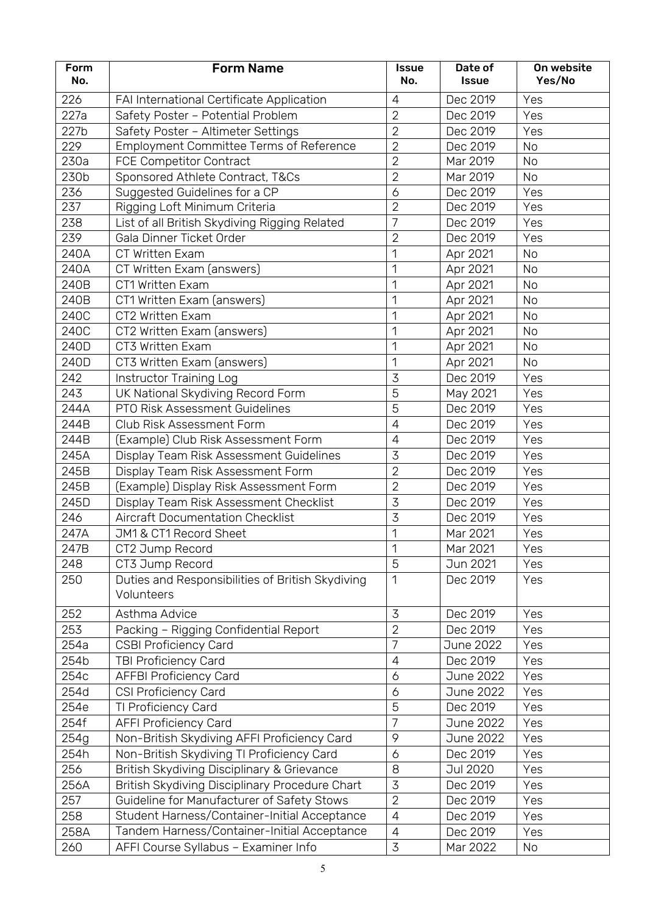| Form No. | Form Name | Issue No. | Date of Issue | On website Yes/No |
|---|---|---|---|---|
| 226 | FAI International Certificate Application | 4 | Dec 2019 | Yes |
| 227a | Safety Poster – Potential Problem | 2 | Dec 2019 | Yes |
| 227b | Safety Poster – Altimeter Settings | 2 | Dec 2019 | Yes |
| 229 | Employment Committee Terms of Reference | 2 | Dec 2019 | No |
| 230a | FCE Competitor Contract | 2 | Mar 2019 | No |
| 230b | Sponsored Athlete Contract, T&Cs | 2 | Mar 2019 | No |
| 236 | Suggested Guidelines for a CP | 6 | Dec 2019 | Yes |
| 237 | Rigging Loft Minimum Criteria | 2 | Dec 2019 | Yes |
| 238 | List of all British Skydiving Rigging Related | 7 | Dec 2019 | Yes |
| 239 | Gala Dinner Ticket Order | 2 | Dec 2019 | Yes |
| 240A | CT Written Exam | 1 | Apr 2021 | No |
| 240A | CT Written Exam (answers) | 1 | Apr 2021 | No |
| 240B | CT1 Written Exam | 1 | Apr 2021 | No |
| 240B | CT1 Written Exam (answers) | 1 | Apr 2021 | No |
| 240C | CT2 Written Exam | 1 | Apr 2021 | No |
| 240C | CT2 Written Exam (answers) | 1 | Apr 2021 | No |
| 240D | CT3 Written Exam | 1 | Apr 2021 | No |
| 240D | CT3 Written Exam (answers) | 1 | Apr 2021 | No |
| 242 | Instructor Training Log | 3 | Dec 2019 | Yes |
| 243 | UK National Skydiving Record Form | 5 | May 2021 | Yes |
| 244A | PTO Risk Assessment Guidelines | 5 | Dec 2019 | Yes |
| 244B | Club Risk Assessment Form | 4 | Dec 2019 | Yes |
| 244B | (Example) Club Risk Assessment Form | 4 | Dec 2019 | Yes |
| 245A | Display Team Risk Assessment Guidelines | 3 | Dec 2019 | Yes |
| 245B | Display Team Risk Assessment Form | 2 | Dec 2019 | Yes |
| 245B | (Example) Display Risk Assessment Form | 2 | Dec 2019 | Yes |
| 245D | Display Team Risk Assessment Checklist | 3 | Dec 2019 | Yes |
| 246 | Aircraft Documentation Checklist | 3 | Dec 2019 | Yes |
| 247A | JM1 & CT1 Record Sheet | 1 | Mar 2021 | Yes |
| 247B | CT2 Jump Record | 1 | Mar 2021 | Yes |
| 248 | CT3 Jump Record | 5 | Jun 2021 | Yes |
| 250 | Duties and Responsibilities of British Skydiving Volunteers | 1 | Dec 2019 | Yes |
| 252 | Asthma Advice | 3 | Dec 2019 | Yes |
| 253 | Packing – Rigging Confidential Report | 2 | Dec 2019 | Yes |
| 254a | CSBI Proficiency Card | 7 | June 2022 | Yes |
| 254b | TBI Proficiency Card | 4 | Dec 2019 | Yes |
| 254c | AFFBI Proficiency Card | 6 | June 2022 | Yes |
| 254d | CSI Proficiency Card | 6 | June 2022 | Yes |
| 254e | TI Proficiency Card | 5 | Dec 2019 | Yes |
| 254f | AFFI Proficiency Card | 7 | June 2022 | Yes |
| 254g | Non-British Skydiving AFFI Proficiency Card | 9 | June 2022 | Yes |
| 254h | Non-British Skydiving TI Proficiency Card | 6 | Dec 2019 | Yes |
| 256 | British Skydiving Disciplinary & Grievance | 8 | Jul 2020 | Yes |
| 256A | British Skydiving Disciplinary Procedure Chart | 3 | Dec 2019 | Yes |
| 257 | Guideline for Manufacturer of Safety Stows | 2 | Dec 2019 | Yes |
| 258 | Student Harness/Container-Initial Acceptance | 4 | Dec 2019 | Yes |
| 258A | Tandem Harness/Container-Initial Acceptance | 4 | Dec 2019 | Yes |
| 260 | AFFI Course Syllabus – Examiner Info | 3 | Mar 2022 | No |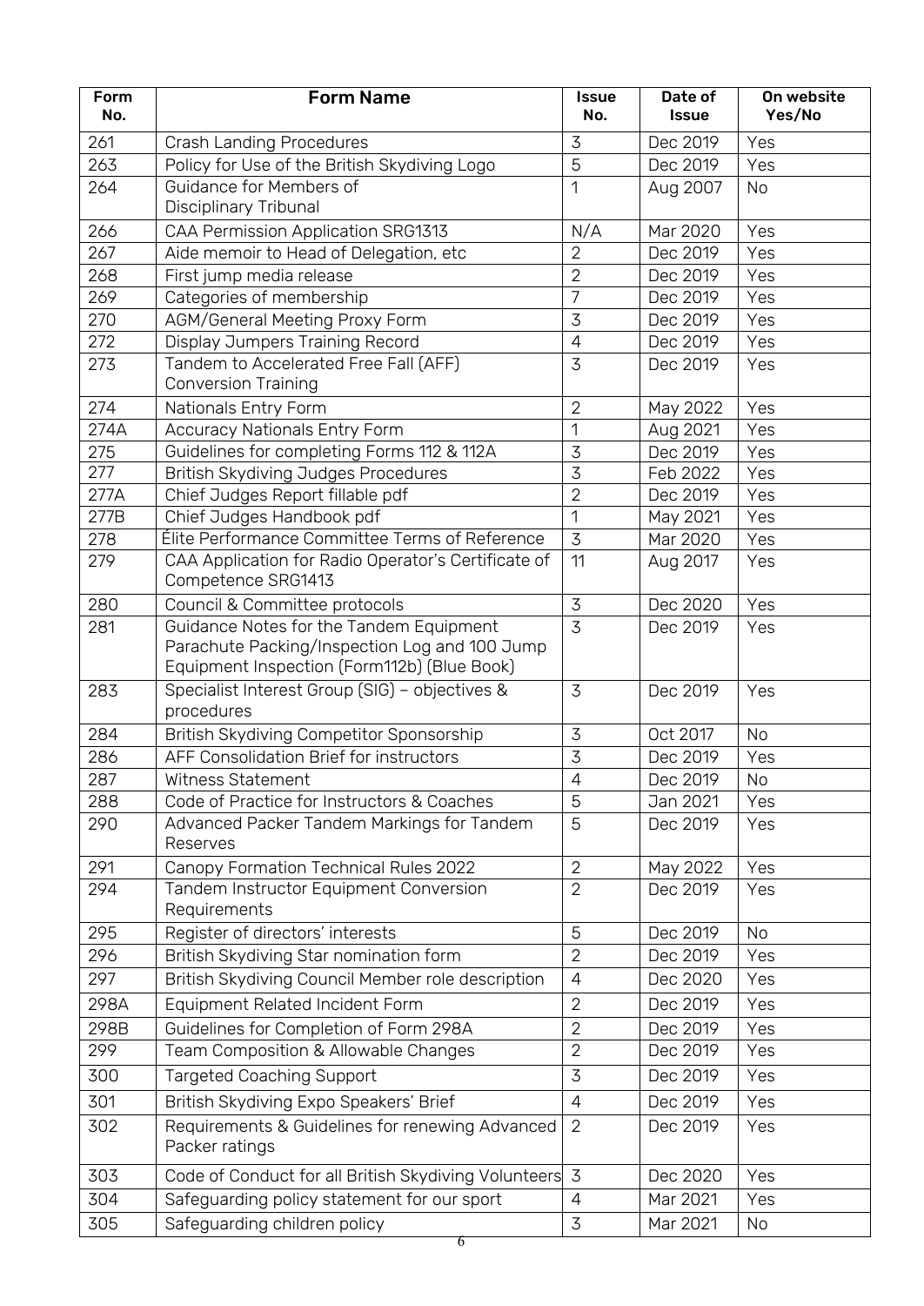| Form No. | Form Name | Issue No. | Date of Issue | On website Yes/No |
|---|---|---|---|---|
| 261 | Crash Landing Procedures | 3 | Dec 2019 | Yes |
| 263 | Policy for Use of the British Skydiving Logo | 5 | Dec 2019 | Yes |
| 264 | Guidance for Members of Disciplinary Tribunal | 1 | Aug 2007 | No |
| 266 | CAA Permission Application SRG1313 | N/A | Mar 2020 | Yes |
| 267 | Aide memoir to Head of Delegation, etc | 2 | Dec 2019 | Yes |
| 268 | First jump media release | 2 | Dec 2019 | Yes |
| 269 | Categories of membership | 7 | Dec 2019 | Yes |
| 270 | AGM/General Meeting Proxy Form | 3 | Dec 2019 | Yes |
| 272 | Display Jumpers Training Record | 4 | Dec 2019 | Yes |
| 273 | Tandem to Accelerated Free Fall (AFF) Conversion Training | 3 | Dec 2019 | Yes |
| 274 | Nationals Entry Form | 2 | May 2022 | Yes |
| 274A | Accuracy Nationals Entry Form | 1 | Aug 2021 | Yes |
| 275 | Guidelines for completing Forms 112 & 112A | 3 | Dec 2019 | Yes |
| 277 | British Skydiving Judges Procedures | 3 | Feb 2022 | Yes |
| 277A | Chief Judges Report fillable pdf | 2 | Dec 2019 | Yes |
| 277B | Chief Judges Handbook pdf | 1 | May 2021 | Yes |
| 278 | Élite Performance Committee Terms of Reference | 3 | Mar 2020 | Yes |
| 279 | CAA Application for Radio Operator's Certificate of Competence SRG1413 | 11 | Aug 2017 | Yes |
| 280 | Council & Committee protocols | 3 | Dec 2020 | Yes |
| 281 | Guidance Notes for the Tandem Equipment Parachute Packing/Inspection Log and 100 Jump Equipment Inspection (Form112b) (Blue Book) | 3 | Dec 2019 | Yes |
| 283 | Specialist Interest Group (SIG) – objectives & procedures | 3 | Dec 2019 | Yes |
| 284 | British Skydiving Competitor Sponsorship | 3 | Oct 2017 | No |
| 286 | AFF Consolidation Brief for instructors | 3 | Dec 2019 | Yes |
| 287 | Witness Statement | 4 | Dec 2019 | No |
| 288 | Code of Practice for Instructors & Coaches | 5 | Jan 2021 | Yes |
| 290 | Advanced Packer Tandem Markings for Tandem Reserves | 5 | Dec 2019 | Yes |
| 291 | Canopy Formation Technical Rules 2022 | 2 | May 2022 | Yes |
| 294 | Tandem Instructor Equipment Conversion Requirements | 2 | Dec 2019 | Yes |
| 295 | Register of directors' interests | 5 | Dec 2019 | No |
| 296 | British Skydiving Star nomination form | 2 | Dec 2019 | Yes |
| 297 | British Skydiving Council Member role description | 4 | Dec 2020 | Yes |
| 298A | Equipment Related Incident Form | 2 | Dec 2019 | Yes |
| 298B | Guidelines for Completion of Form 298A | 2 | Dec 2019 | Yes |
| 299 | Team Composition & Allowable Changes | 2 | Dec 2019 | Yes |
| 300 | Targeted Coaching Support | 3 | Dec 2019 | Yes |
| 301 | British Skydiving Expo Speakers' Brief | 4 | Dec 2019 | Yes |
| 302 | Requirements & Guidelines for renewing Advanced Packer ratings | 2 | Dec 2019 | Yes |
| 303 | Code of Conduct for all British Skydiving Volunteers | 3 | Dec 2020 | Yes |
| 304 | Safeguarding policy statement for our sport | 4 | Mar 2021 | Yes |
| 305 | Safeguarding children policy | 3 | Mar 2021 | No |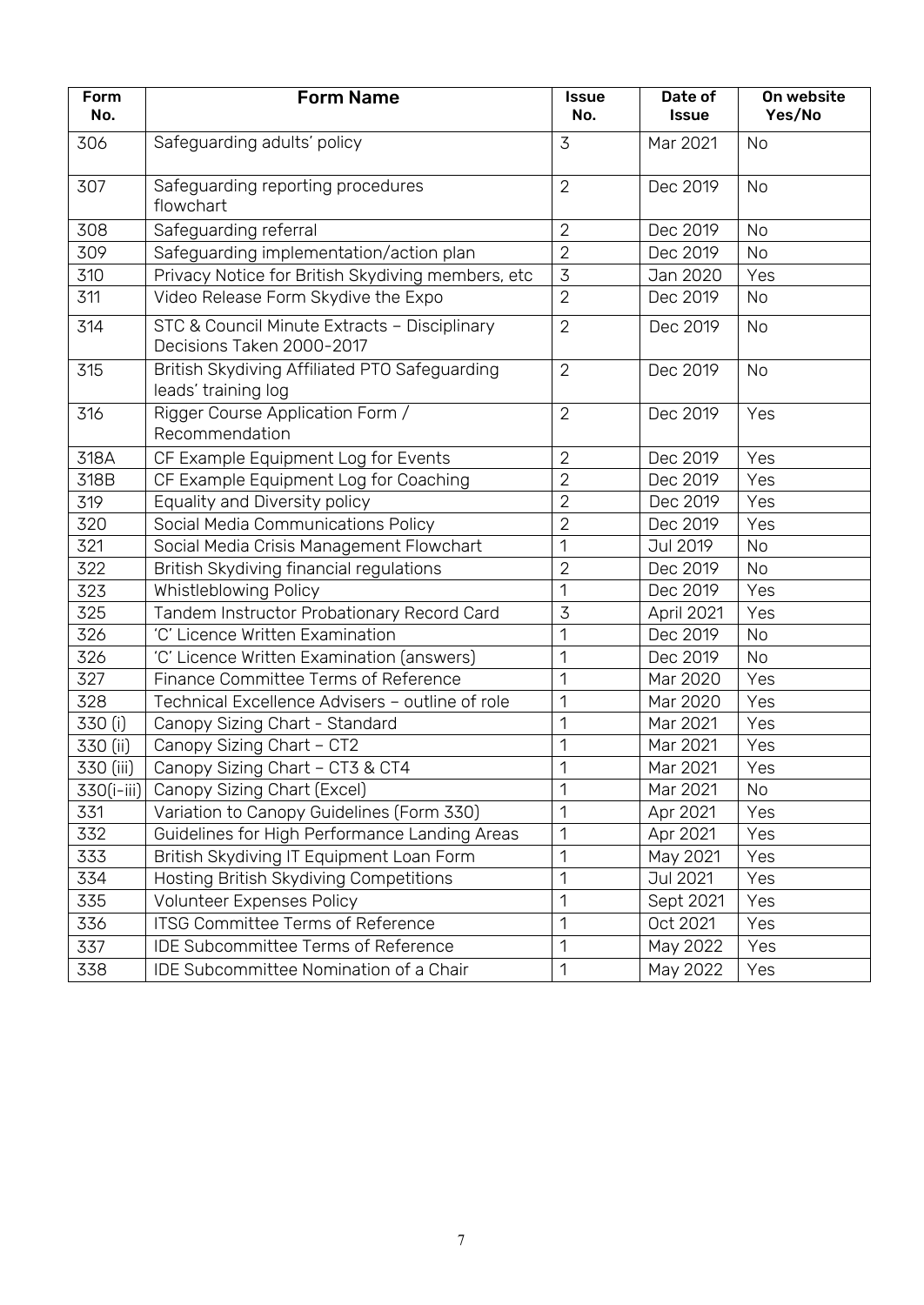| Form No. | Form Name | Issue No. | Date of Issue | On website Yes/No |
|---|---|---|---|---|
| 306 | Safeguarding adults' policy | 3 | Mar 2021 | No |
| 307 | Safeguarding reporting procedures flowchart | 2 | Dec 2019 | No |
| 308 | Safeguarding referral | 2 | Dec 2019 | No |
| 309 | Safeguarding implementation/action plan | 2 | Dec 2019 | No |
| 310 | Privacy Notice for British Skydiving members, etc | 3 | Jan 2020 | Yes |
| 311 | Video Release Form Skydive the Expo | 2 | Dec 2019 | No |
| 314 | STC & Council Minute Extracts – Disciplinary Decisions Taken 2000-2017 | 2 | Dec 2019 | No |
| 315 | British Skydiving Affiliated PTO Safeguarding leads' training log | 2 | Dec 2019 | No |
| 316 | Rigger Course Application Form / Recommendation | 2 | Dec 2019 | Yes |
| 318A | CF Example Equipment Log for Events | 2 | Dec 2019 | Yes |
| 318B | CF Example Equipment Log for Coaching | 2 | Dec 2019 | Yes |
| 319 | Equality and Diversity policy | 2 | Dec 2019 | Yes |
| 320 | Social Media Communications Policy | 2 | Dec 2019 | Yes |
| 321 | Social Media Crisis Management Flowchart | 1 | Jul 2019 | No |
| 322 | British Skydiving financial regulations | 2 | Dec 2019 | No |
| 323 | Whistleblowing Policy | 1 | Dec 2019 | Yes |
| 325 | Tandem Instructor Probationary Record Card | 3 | April 2021 | Yes |
| 326 | 'C' Licence Written Examination | 1 | Dec 2019 | No |
| 326 | 'C' Licence Written Examination (answers) | 1 | Dec 2019 | No |
| 327 | Finance Committee Terms of Reference | 1 | Mar 2020 | Yes |
| 328 | Technical Excellence Advisers – outline of role | 1 | Mar 2020 | Yes |
| 330 (i) | Canopy Sizing Chart - Standard | 1 | Mar 2021 | Yes |
| 330 (ii) | Canopy Sizing Chart – CT2 | 1 | Mar 2021 | Yes |
| 330 (iii) | Canopy Sizing Chart – CT3 & CT4 | 1 | Mar 2021 | Yes |
| 330(i-iii) | Canopy Sizing Chart (Excel) | 1 | Mar 2021 | No |
| 331 | Variation to Canopy Guidelines (Form 330) | 1 | Apr 2021 | Yes |
| 332 | Guidelines for High Performance Landing Areas | 1 | Apr 2021 | Yes |
| 333 | British Skydiving IT Equipment Loan Form | 1 | May 2021 | Yes |
| 334 | Hosting British Skydiving Competitions | 1 | Jul 2021 | Yes |
| 335 | Volunteer Expenses Policy | 1 | Sept 2021 | Yes |
| 336 | ITSG Committee Terms of Reference | 1 | Oct 2021 | Yes |
| 337 | IDE Subcommittee Terms of Reference | 1 | May 2022 | Yes |
| 338 | IDE Subcommittee Nomination of a Chair | 1 | May 2022 | Yes |